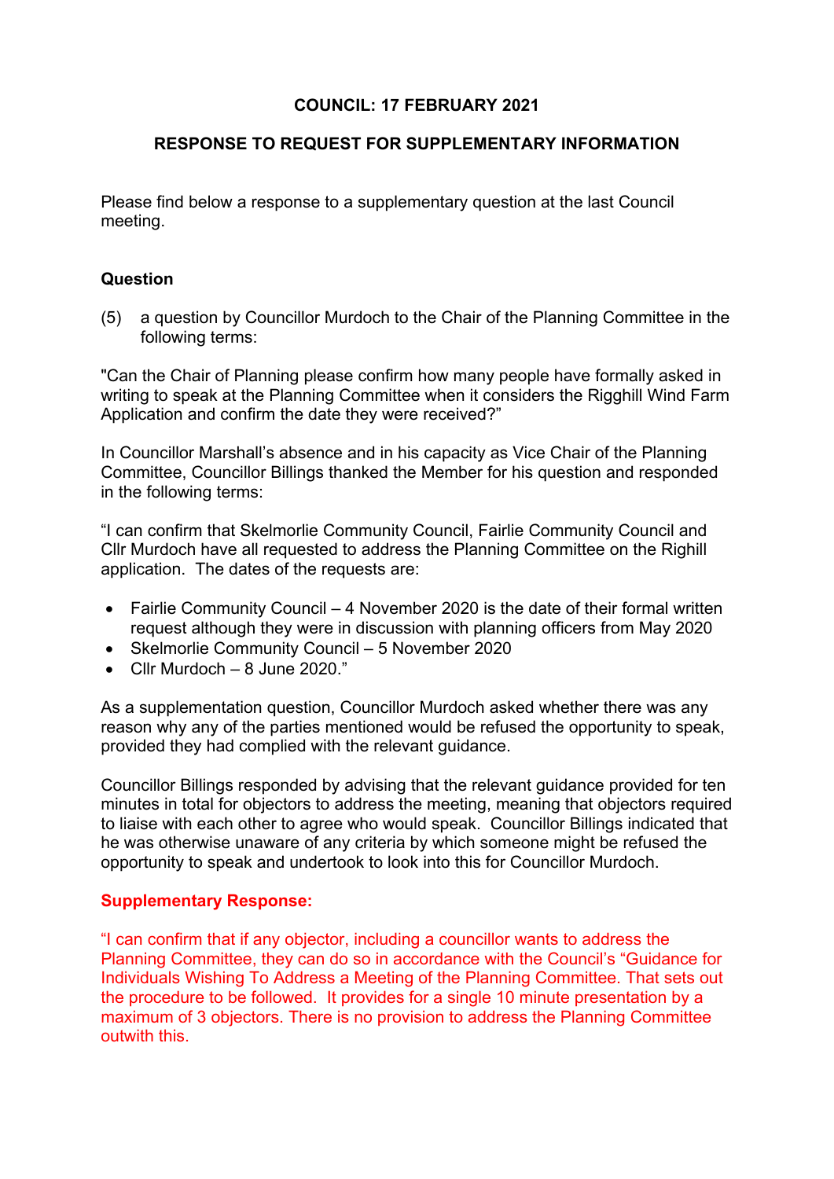**COUNCIL: 17 FEBRUARY 2021**

**RESPONSE TO REQUEST FOR SUPPLEMENTARY INFORMATION**

Please find below a response to a supplementary question at the last Council meeting.

**Question**

(5) a question by Councillor Murdoch to the Chair of the Planning Committee in the following terms:

"Can the Chair of Planning please confirm how many people have formally asked in writing to speak at the Planning Committee when it considers the Rigghill Wind Farm Application and confirm the date they were received?"

In Councillor Marshall's absence and in his capacity as Vice Chair of the Planning Committee, Councillor Billings thanked the Member for his question and responded in the following terms:

"I can confirm that Skelmorlie Community Council, Fairlie Community Council and Cllr Murdoch have all requested to address the Planning Committee on the Righill application. The dates of the requests are:

- Fairlie Community Council – 4 November 2020 is the date of their formal written request although they were in discussion with planning officers from May 2020
- Skelmorlie Community Council – 5 November 2020
- Cllr Murdoch – 8 June 2020."

As a supplementation question, Councillor Murdoch asked whether there was any reason why any of the parties mentioned would be refused the opportunity to speak, provided they had complied with the relevant guidance.

Councillor Billings responded by advising that the relevant guidance provided for ten minutes in total for objectors to address the meeting, meaning that objectors required to liaise with each other to agree who would speak. Councillor Billings indicated that he was otherwise unaware of any criteria by which someone might be refused the opportunity to speak and undertook to look into this for Councillor Murdoch.

**Supplementary Response:**

"I can confirm that if any objector, including a councillor wants to address the Planning Committee, they can do so in accordance with the Council's "Guidance for Individuals Wishing To Address a Meeting of the Planning Committee. That sets out the procedure to be followed. It provides for a single 10 minute presentation by a maximum of 3 objectors. There is no provision to address the Planning Committee outwith this.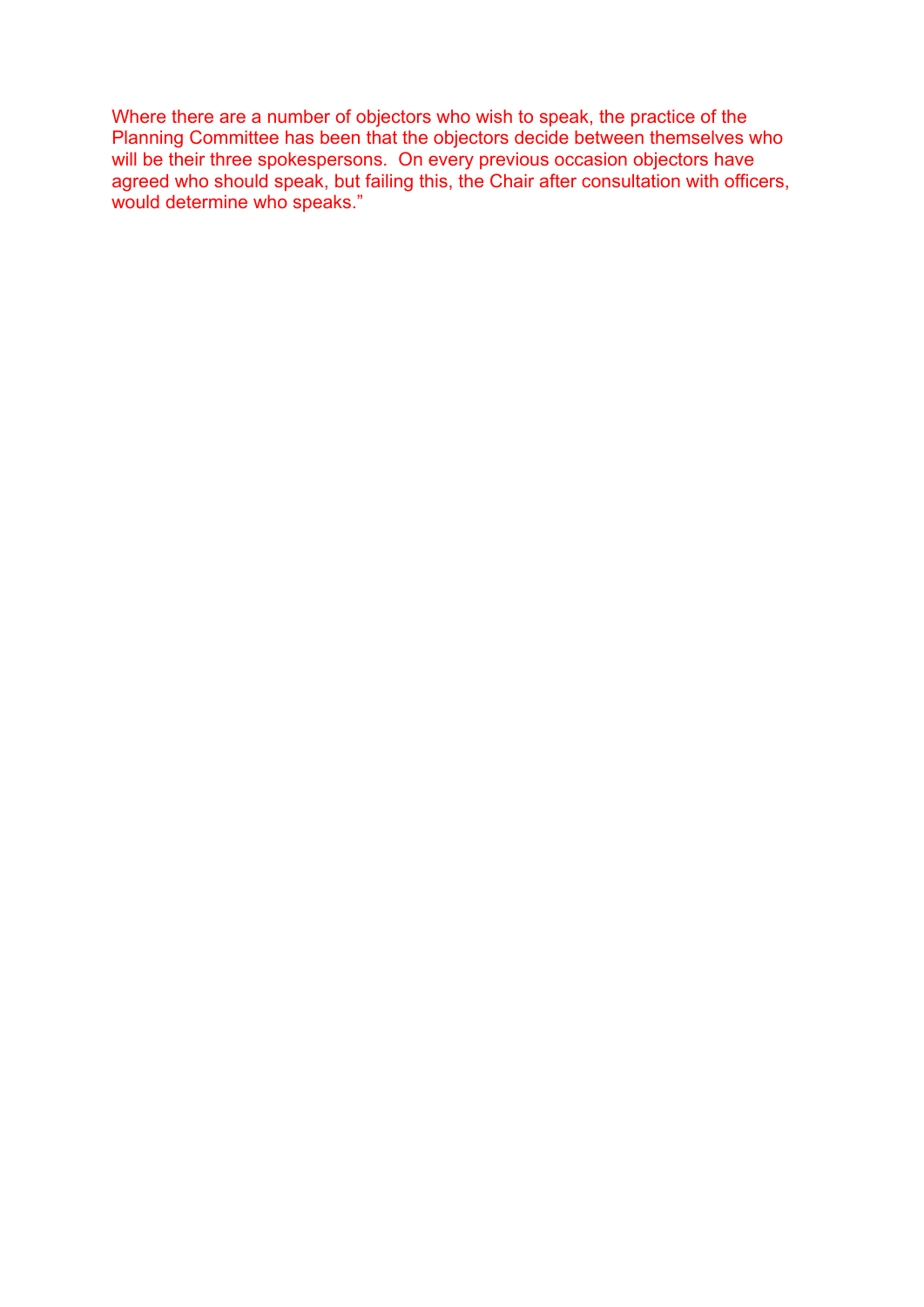Where there are a number of objectors who wish to speak, the practice of the Planning Committee has been that the objectors decide between themselves who will be their three spokespersons. On every previous occasion objectors have agreed who should speak, but failing this, the Chair after consultation with officers, would determine who speaks."